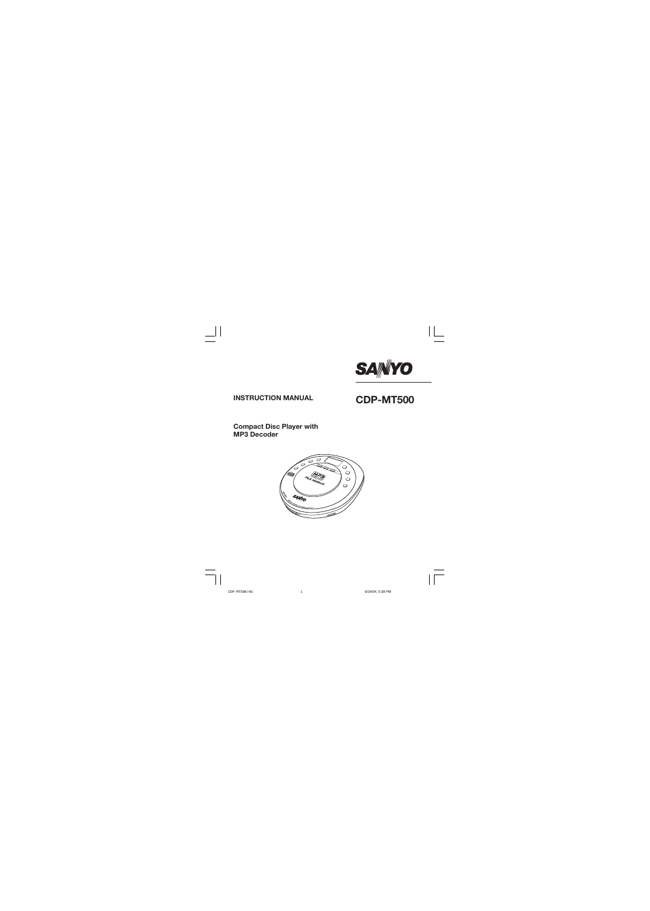SANYO

**INSTRUCTION MANUAL**

# CDP-MT500

**Compact Disc Player with MP3 Decoder**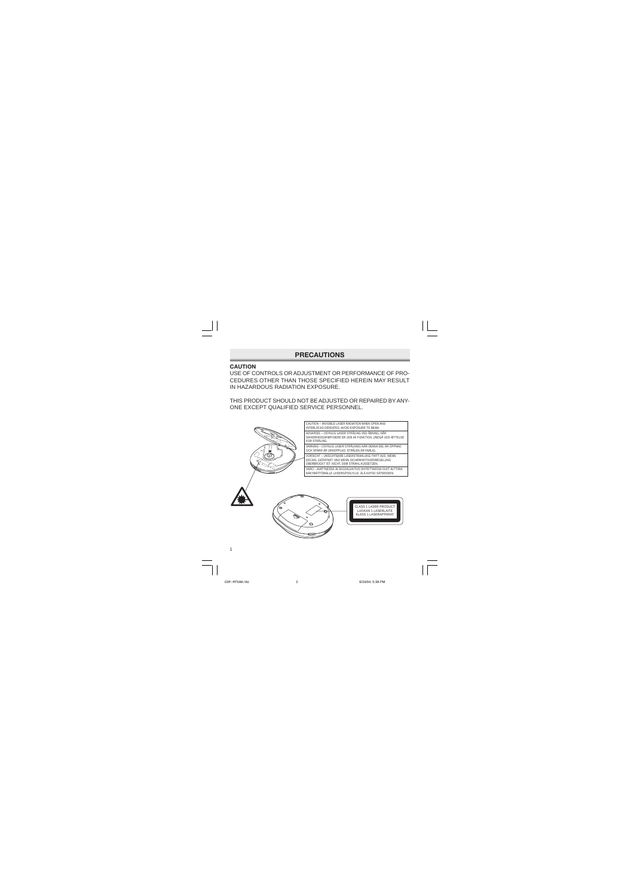## PRECAUTIONS

**CAUTION**

USE OF CONTROLS OR ADJUSTMENT OR PERFORMANCE OF PROCEDURES OTHER THAN THOSE SPECIFIED HEREIN MAY RESULT IN HAZARDOUS RADIATION EXPOSURE.

THIS PRODUCT SHOULD NOT BE ADJUSTED OR REPAIRED BY ANYONE EXCEPT QUALIFIED SERVICE PERSONNEL.

CAUTION – INVISIBLE LASER RADIATION WHEN OPEN AND INTERLOCKS DEFEATED. AVOID EXPOSURE TO BEAM.

ADVARSEL – USYNLIG LASER STRÅLING VED ÅBNING, NÅR SIKKERHEDSAFBRYDERE ER UDE AF FUNKTION. UNDGÅ UDS ÆTTELSE FOR STRÅLING.

VARNING – OSYNLIG LASER STRÅLNING NÄR DENNA DEL ÄR ÖPPNAD OCH SPÄRR ÄR URKOPPLAD. STRÅLEN ÄR FARLIG.

VORSICHT – UNSICHTBARE LASERSTRAHLUNG TRITT AUS, WENN DECKEL GEÖFFNET UND WENN SICHERHEITSVERRIEGELUNG ÜBERBRÜCKT IST. NICHT, DEM STRAHL AUSSETZEN.

VARO – AVATTAESSA JA SUOJALUKITUS OHITETTAESSA OLET ALTTIINA NÄKYMÄTTÖMÄLLE LASERSÄTEILYLLE. ÄLÄ KATSO SÄTEESEEN.

CLASS 1 LASER PRODUCT
LUOKAN 1 LASERLAITE
KLASS 1 LASERAPPARAT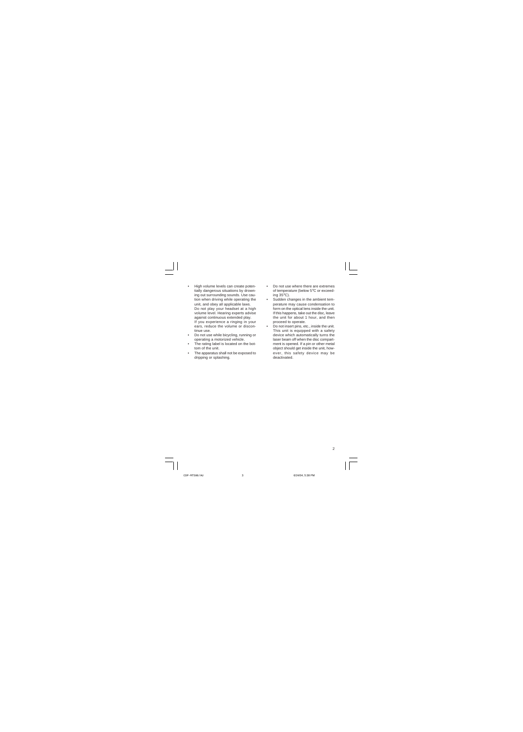- High volume levels can create potentially dangerous situations by drowning out surrounding sounds. Use caution when driving while operating the unit, and obey all applicable laws. Do not play your headset at a high volume level. Hearing experts advise against continuous extended play. If you experience a ringing in your ears, reduce the volume or discontinue use.
- Do not use while bicycling, running or operating a motorized vehicle.
- The rating label is located on the bottom of the unit.
- The apparatus shall not be exposed to dripping or splashing.
- Do not use where there are extremes of temperature (below 5°C or exceeding 35°C).
- Sudden changes in the ambient temperature may cause condensation to form on the optical lens inside the unit. If this happens, take out the disc, leave the unit for about 1 hour, and then proceed to operate.
- Do not insert pins, etc., inside the unit. This unit is equipped with a safety device which automatically turns the laser beam off when the disc compartment is opened. If a pin or other metal object should get inside the unit, however, this safety device may be deactivated.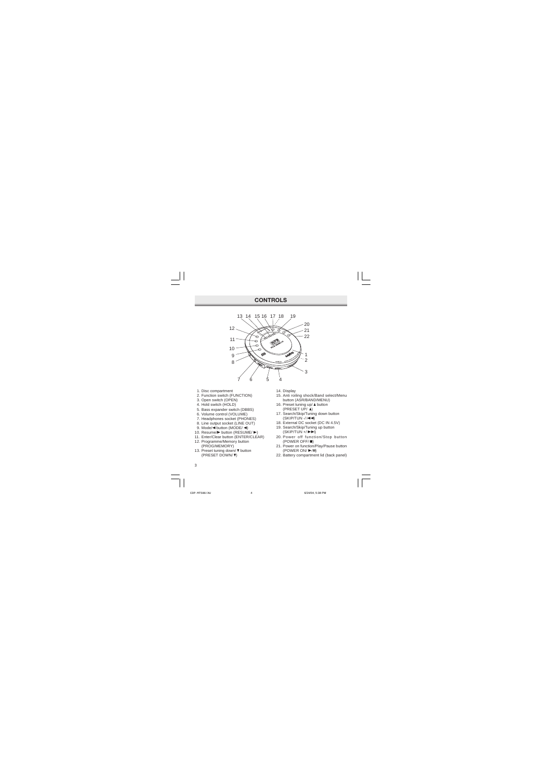## CONTROLS

1. Disc compartment
2. Function switch (FUNCTION)
3. Open switch (OPEN)
4. Hold switch (HOLD)
5. Bass expander switch (DBBS)
6. Volume control (VOLUME)
7. Headphones socket (PHONES)
8. Line output socket (LINE OUT)
9. Mode/◄ button (MODE/ ◄)
10. Resume/► button (RESUME/ ►)
11. Enter/Clear button (ENTER/CLEAR)
12. Programme/Memory button (PROG/MEMORY)
13. Preset tuning down/▼ button (PRESET DOWN/▼)
14. Display
15. Anti roiling shock/Band select/Menu button (ASR/BAND/MENU)
16. Preset tuning up/▲ button (PRESET UP/ ▲)
17. Search/Skip/Tuning down button (SKIP/TUN -/I◄◄)
18. External DC socket (DC IN 4.5V)
19. Search/Skip/Tuning up button (SKIP/TUN +/ ►►I)
20. Power off function/Stop button (POWER OFF/■)
21. Power on function/Play/Pause button (POWER ON/ ►/II)
22. Battery compartment lid (back panel)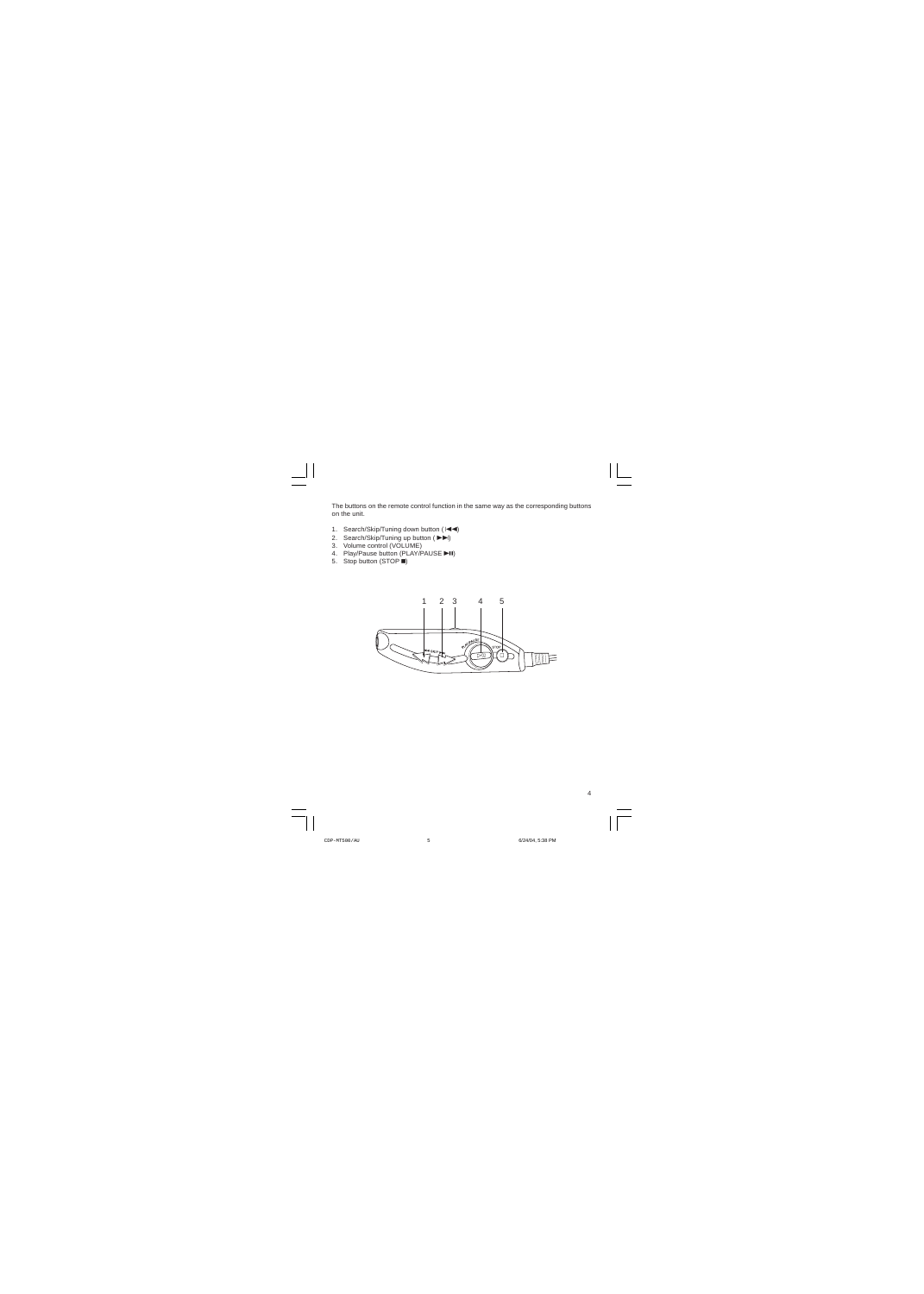The buttons on the remote control function in the same way as the corresponding buttons on the unit.

1. Search/Skip/Tuning down button ( I◄◄)
2. Search/Skip/Tuning up button ( ►►I)
3. Volume control (VOLUME)
4. Play/Pause button (PLAY/PAUSE ►II)
5. Stop button (STOP ■)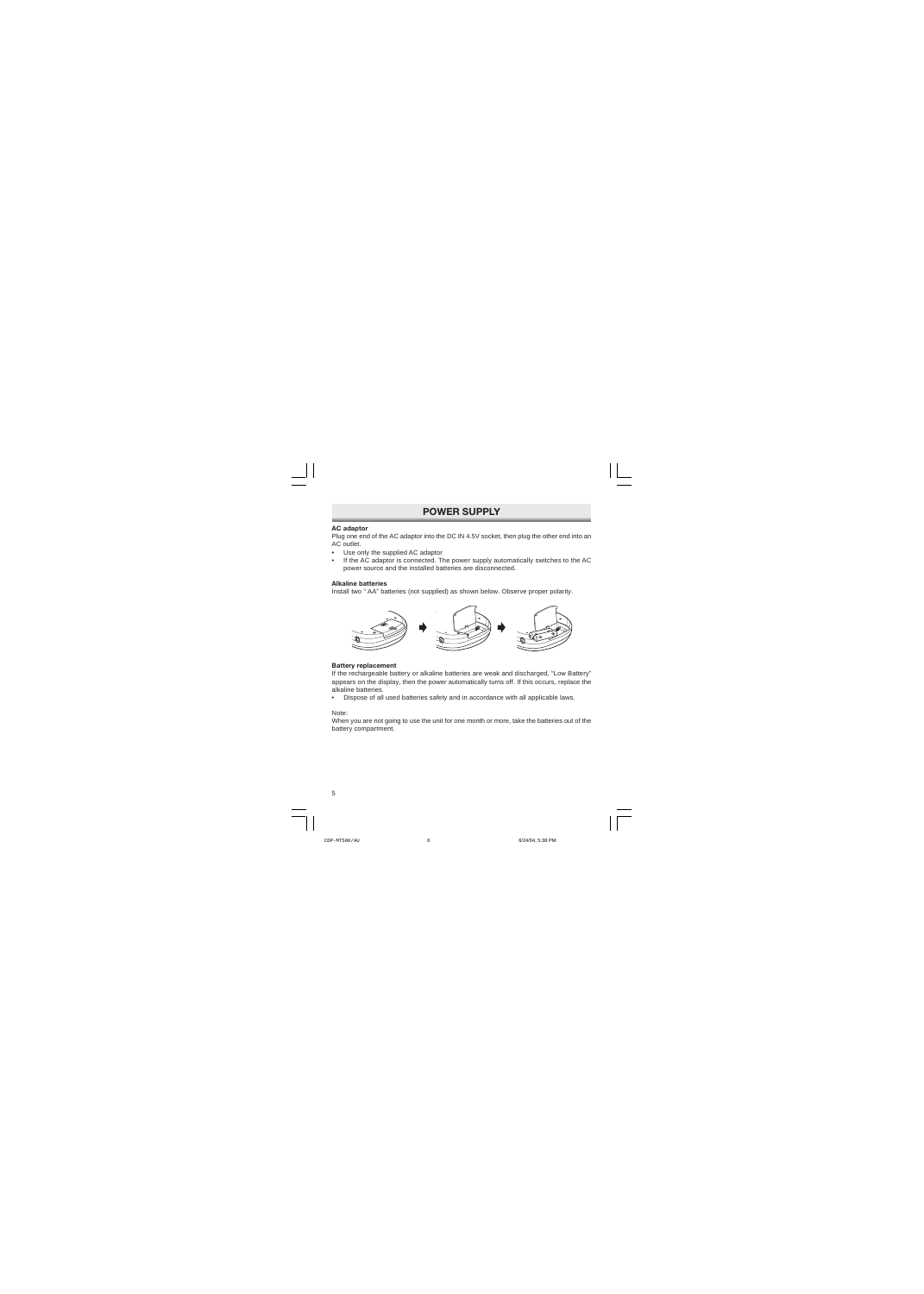## POWER SUPPLY

**AC adaptor**

Plug one end of the AC adaptor into the DC IN 4.5V socket, then plug the other end into an AC outlet.

- Use only the supplied AC adaptor
- If the AC adaptor is connected. The power supply automatically switches to the AC power source and the installed batteries are disconnected.

**Alkaline batteries**

Install two " AA" batteries (not supplied) as shown below. Observe proper polarity.

**Battery replacement**

If the rechargeable battery or alkaline batteries are weak and discharged, "Low Battery" appears on the display, then the power automatically turns off. If this occurs, replace the alkaline batteries.

- Dispose of all used batteries safety and in accordance with all applicable laws.

Note:
When you are not going to use the unit for one month or more, take the batteries out of the battery compartment.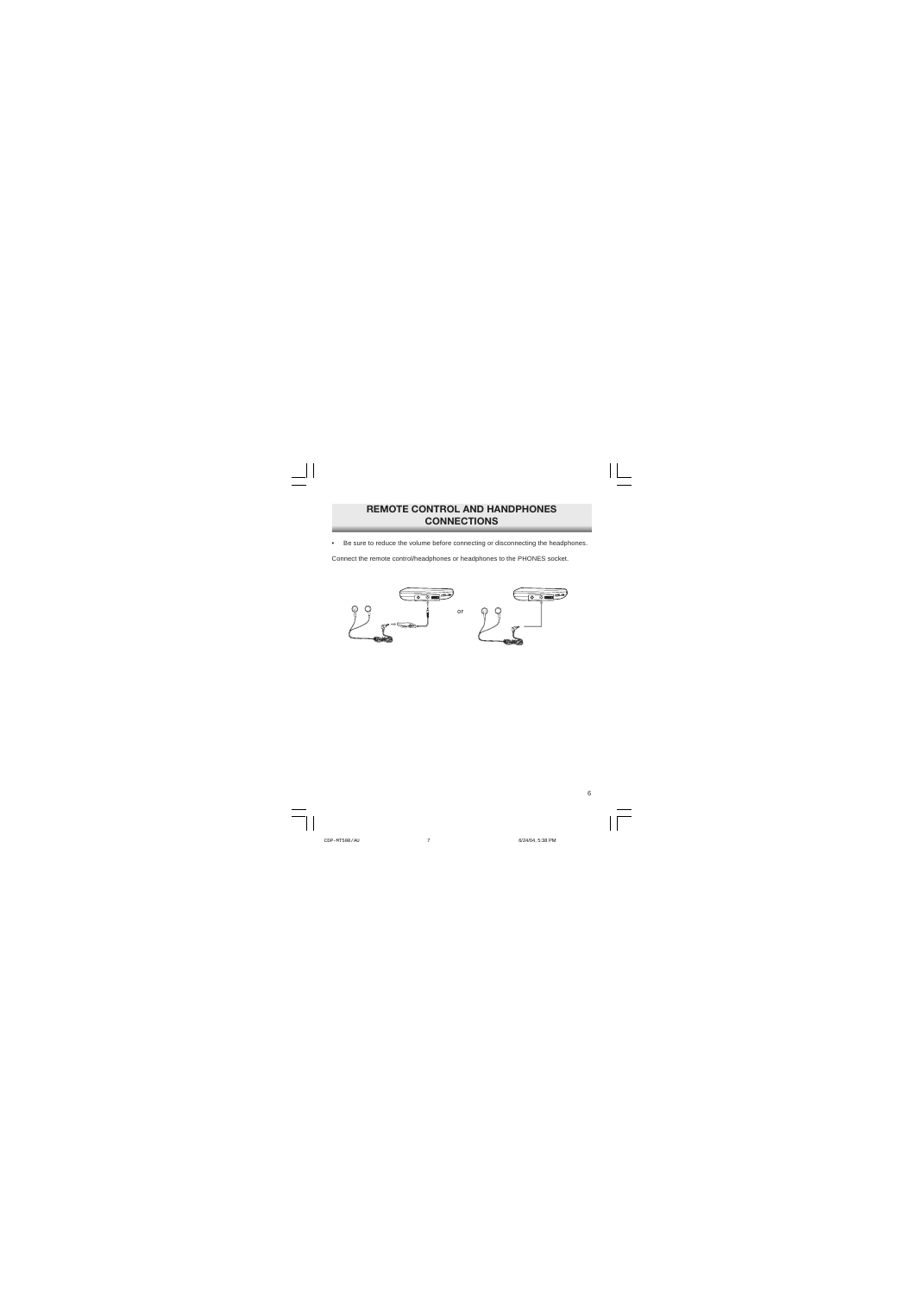## REMOTE CONTROL AND HANDPHONES CONNECTIONS

- Be sure to reduce the volume before connecting or disconnecting the headphones.

Connect the remote control/headphones or headphones to the PHONES socket.

or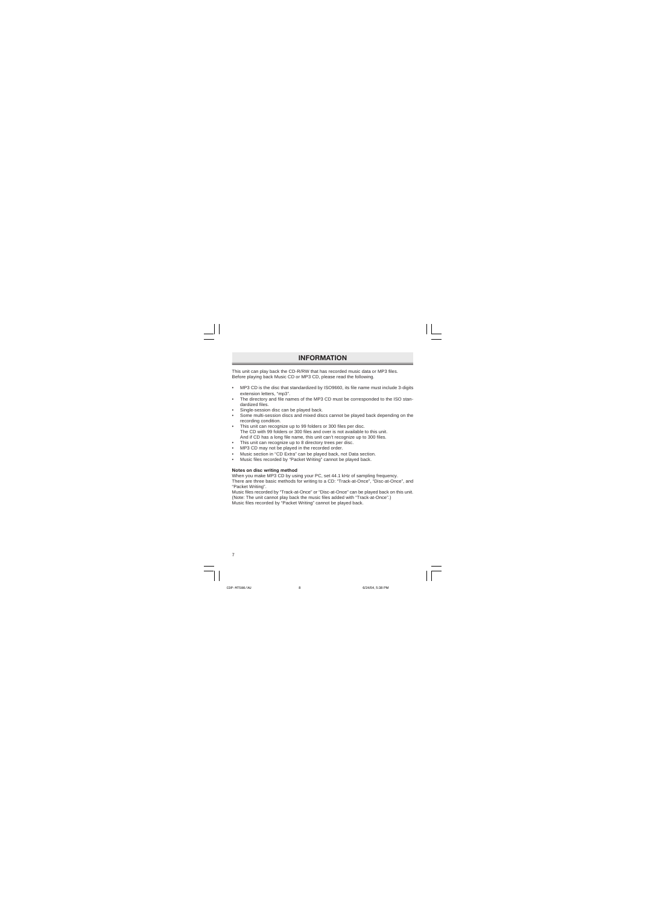## INFORMATION

This unit can play back the CD-R/RW that has recorded music data or MP3 files.
Before playing back Music CD or MP3 CD, please read the following.

- MP3 CD is the disc that standardized by ISO9660, its file name must include 3-digits extension letters, "mp3".
- The directory and file names of the MP3 CD must be corresponded to the ISO standardized files.
- Single-session disc can be played back.
- Some multi-session discs and mixed discs cannot be played back depending on the recording condition.
- This unit can recognize up to 99 folders or 300 files per disc.
  The CD with 99 folders or 300 files and over is not available to this unit.
  And if CD has a long file name, this unit can't recognize up to 300 files.
- This unit can recognize up to 8 directory trees per disc.
- MP3 CD may not be played in the recorded order.
- Music section in "CD Extra" can be played back, not Data section.
- Music files recorded by "Packet Writing" cannot be played back.

**Notes on disc writing method**

When you make MP3 CD by using your PC, set 44.1 kHz of sampling frequency.
There are three basic methods for writing to a CD: "Track-at-Once", "Disc-at-Once", and "Packet Writing".
Music files recorded by "Track-at-Once" or "Disc-at-Once" can be played back on this unit.
(Note: The unit cannot play back the music files added with "Track-at-Once".)
Music files recorded by "Packet Writing" cannot be played back.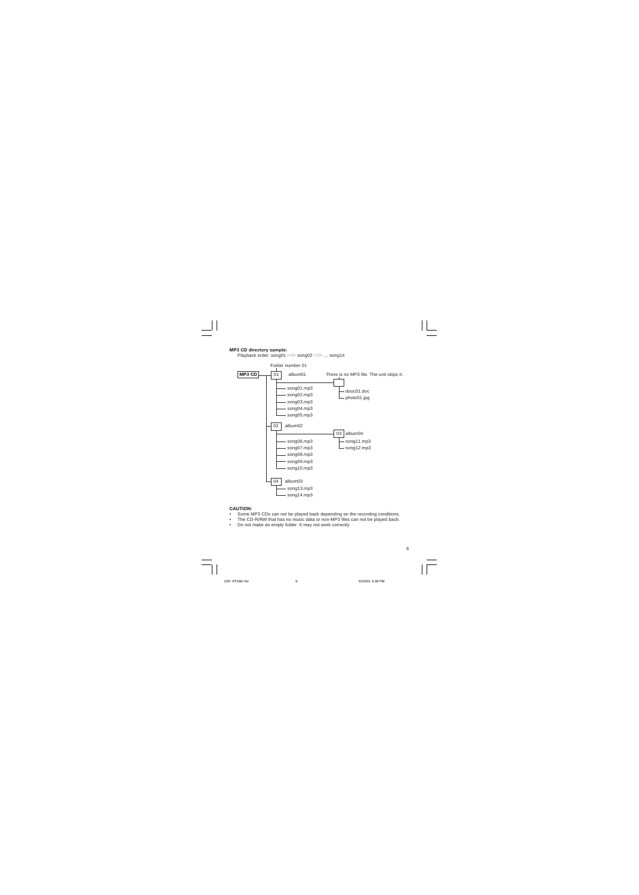**MP3 CD directory sample:**

Playback order: song01 ⇨ song02 ⇨ … song14

```
                 Folder number 01
MP3 CD ──┬── 01  album01          There is no MP3 file. The unit skips it.
         │    ├──────────────────────── [ ]
         │    ├─ song01.mp3               ├─ douc01.doc
         │    ├─ song02.mp3               └─ photo01.jpg
         │    ├─ song03.mp3
         │    ├─ song04.mp3
         │    └─ song05.mp3
         │
         ├── 02  album02
         │    ├──────────────────────── 03  album04
         │    ├─ song06.mp3               ├─ song11.mp3
         │    ├─ song07.mp3               └─ song12.mp3
         │    ├─ song08.mp3
         │    ├─ song09.mp3
         │    └─ song10.mp3
         │
         └── 04  album03
              ├─ song13.mp3
              └─ song14.mp3
```

**CAUTION:**

- Some MP3 CDs can not be played back depending on the recording conditions.
- The CD-R/RW that has no music data or non-MP3 files can not be played back.
- Do not make an empty folder. It may not work correctly.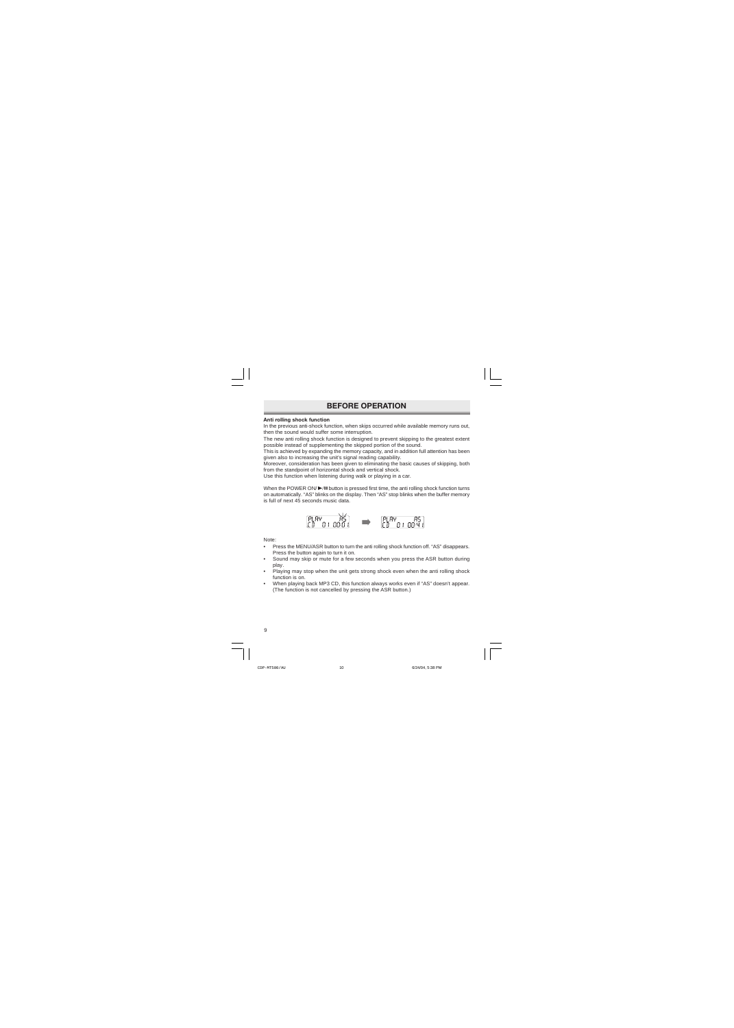## BEFORE OPERATION

**Anti rolling shock function**

In the previous anti-shock function, when skips occurred while available memory runs out, then the sound would suffer some interruption.

The new anti rolling shock function is designed to prevent skipping to the greatest extent possible instead of supplementing the skipped portion of the sound.

This is achieved by expanding the memory capacity, and in addition full attention has been given also to increasing the unit's signal reading capability.

Moreover, consideration has been given to eliminating the basic causes of skipping, both from the standpoint of horizontal shock and vertical shock.

Use this function when listening during walk or playing in a car.

When the POWER ON/ ▶/II button is pressed first time, the anti rolling shock function turns on automatically. "AS" blinks on the display. Then "AS" stop blinks when the buffer memory is full of next 45 seconds music data.

PLAY AS CD 01 00:01 ➡ PLAY AS CD 01 00:41

Note:

- Press the MENU/ASR button to turn the anti rolling shock function off. "AS" disappears. Press the button again to turn it on.
- Sound may skip or mute for a few seconds when you press the ASR button during play.
- Playing may stop when the unit gets strong shock even when the anti rolling shock function is on.
- When playing back MP3 CD, this function always works even if "AS" doesn't appear. (The function is not cancelled by pressing the ASR button.)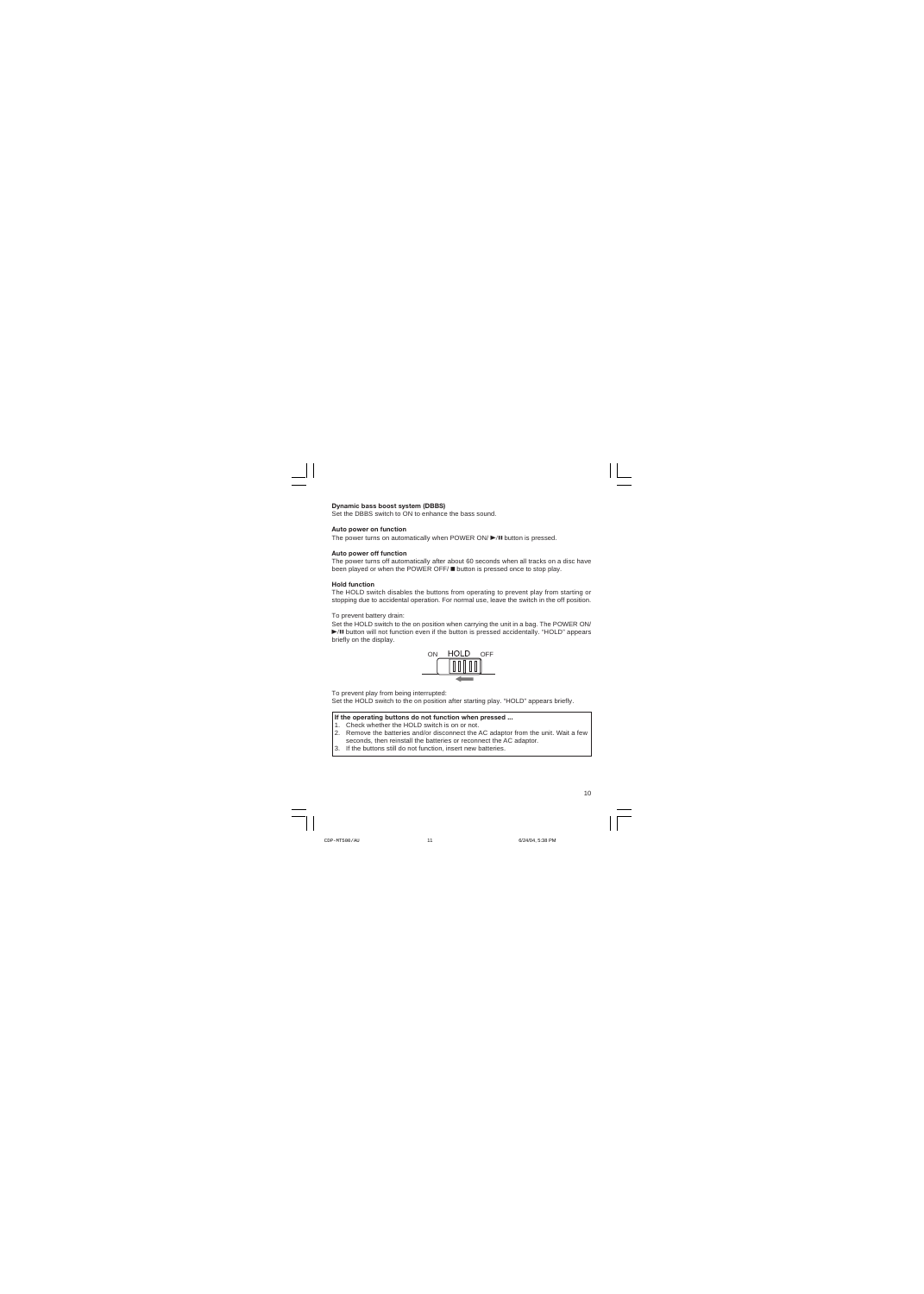**Dynamic bass boost system (DBBS)**

Set the DBBS switch to ON to enhance the bass sound.

**Auto power on function**

The power turns on automatically when POWER ON/ ►/II button is pressed.

**Auto power off function**

The power turns off automatically after about 60 seconds when all tracks on a disc have been played or when the POWER OFF/ ■ button is pressed once to stop play.

**Hold function**

The HOLD switch disables the buttons from operating to prevent play from starting or stopping due to accidental operation. For normal use, leave the switch in the off position.

To prevent battery drain:

Set the HOLD switch to the on position when carrying the unit in a bag. The POWER ON/ ►/II button will not function even if the button is pressed accidentally. "HOLD" appears briefly on the display.

ON HOLD OFF

To prevent play from being interrupted:

Set the HOLD switch to the on position after starting play. "HOLD" appears briefly.

**If the operating buttons do not function when pressed ...**

1. Check whether the HOLD switch is on or not.
2. Remove the batteries and/or disconnect the AC adaptor from the unit. Wait a few seconds, then reinstall the batteries or reconnect the AC adaptor.
3. If the buttons still do not function, insert new batteries.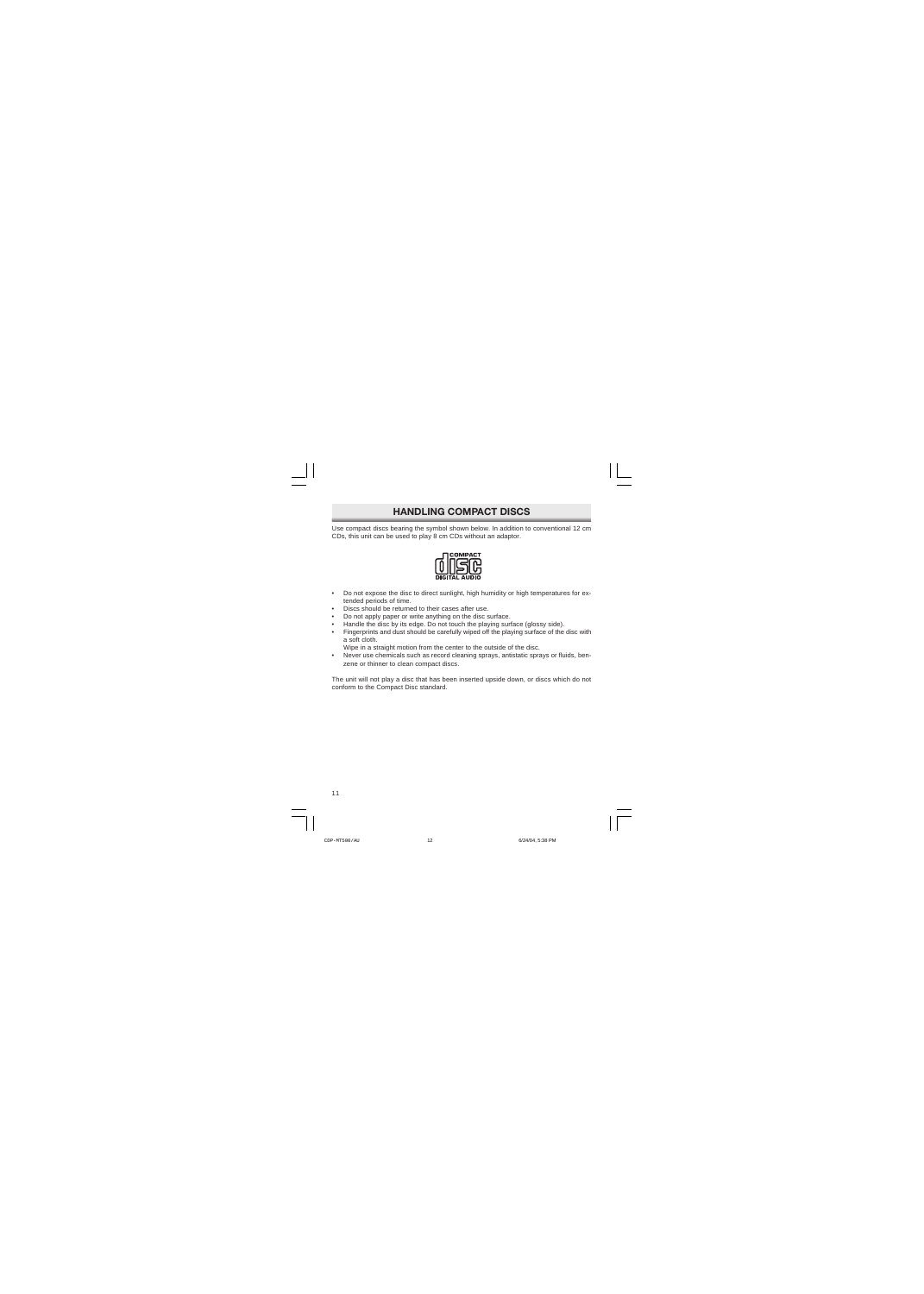# HANDLING COMPACT DISCS

Use compact discs bearing the symbol shown below. In addition to conventional 12 cm CDs, this unit can be used to play 8 cm CDs without an adaptor.

- Do not expose the disc to direct sunlight, high humidity or high temperatures for extended periods of time.
- Discs should be returned to their cases after use.
- Do not apply paper or write anything on the disc surface.
- Handle the disc by its edge. Do not touch the playing surface (glossy side).
- Fingerprints and dust should be carefully wiped off the playing surface of the disc with a soft cloth.
  Wipe in a straight motion from the center to the outside of the disc.
- Never use chemicals such as record cleaning sprays, antistatic sprays or fluids, benzene or thinner to clean compact discs.

The unit will not play a disc that has been inserted upside down, or discs which do not conform to the Compact Disc standard.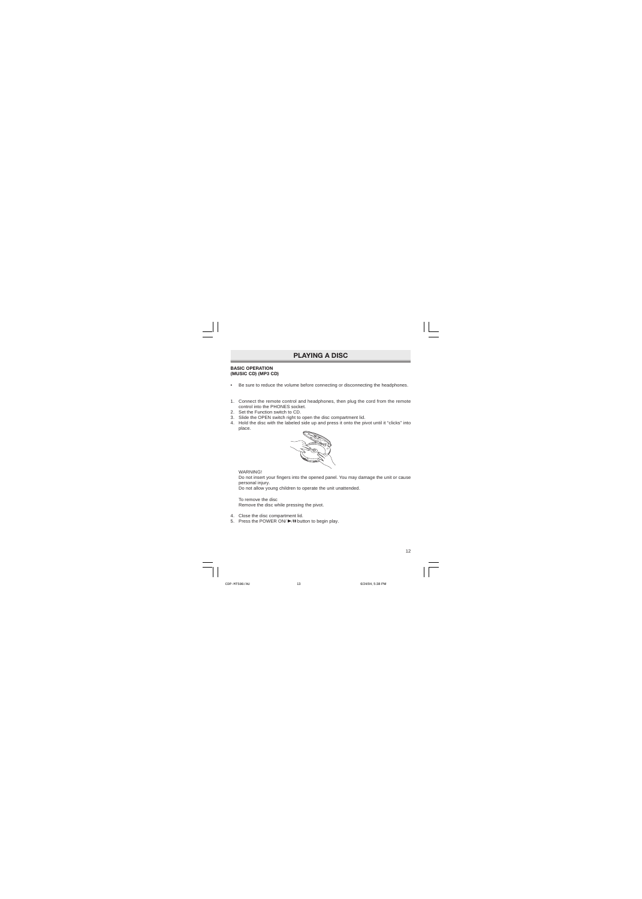# PLAYING A DISC

**BASIC OPERATION**
**(MUSIC CD) (MP3 CD)**

- Be sure to reduce the volume before connecting or disconnecting the headphones.

1. Connect the remote control and headphones, then plug the cord from the remote control into the PHONES socket.
2. Set the Function switch to CD.
3. Slide the OPEN switch right to open the disc compartment lid.
4. Hold the disc with the labeled side up and press it onto the pivot until it "clicks" into place.

   WARNING!
   Do not insert your fingers into the opened panel. You may damage the unit or cause personal injury.
   Do not allow young children to operate the unit unattended.

   To remove the disc
   Remove the disc while pressing the pivot.

4. Close the disc compartment lid.
5. Press the POWER ON/ ►/❚❚ button to begin play.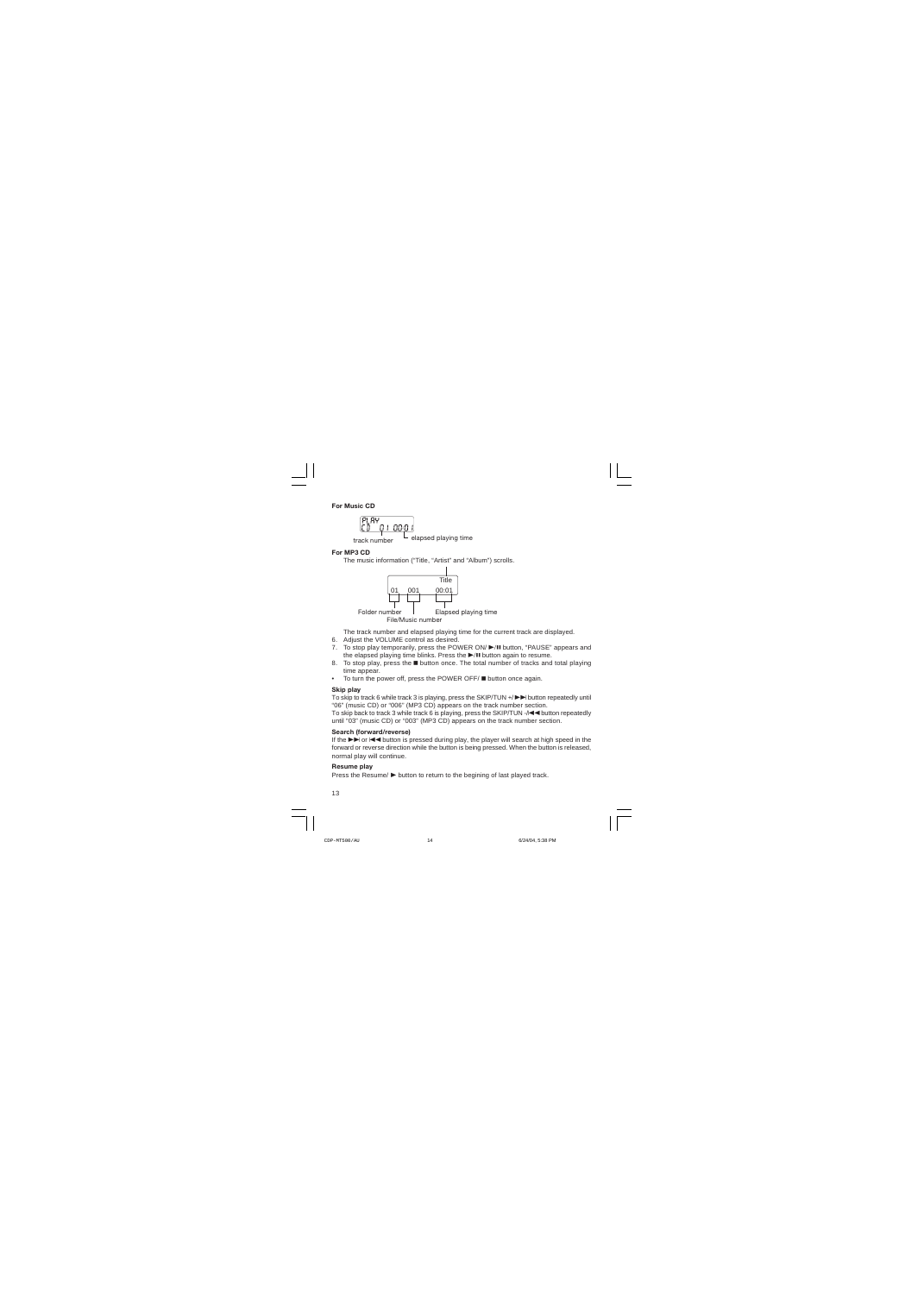**For Music CD**

PLAY
CD 01 00:01

track number — elapsed playing time

**For MP3 CD**

The music information ("Title, "Artist" and "Album") scrolls.

Title
01 001 00:01

Folder number — File/Music number — Elapsed playing time

The track number and elapsed playing time for the current track are displayed.

6. Adjust the VOLUME control as desired.
7. To stop play temporarily, press the POWER ON/ ►/II button, "PAUSE" appears and the elapsed playing time blinks. Press the ►/II button again to resume.
8. To stop play, press the ■ button once. The total number of tracks and total playing time appear.

- To turn the power off, press the POWER OFF/ ■ button once again.

**Skip play**

To skip to track 6 while track 3 is playing, press the SKIP/TUN +/ ►►I button repeatedly until "06" (music CD) or "006" (MP3 CD) appears on the track number section.
To skip back to track 3 while track 6 is playing, press the SKIP/TUN -/I◄◄ button repeatedly until "03" (music CD) or "003" (MP3 CD) appears on the track number section.

**Search (forward/reverse)**

If the ►►I or I◄◄ button is pressed during play, the player will search at high speed in the forward or reverse direction while the button is being pressed. When the button is released, normal play will continue.

**Resume play**

Press the Resume/ ► button to return to the begining of last played track.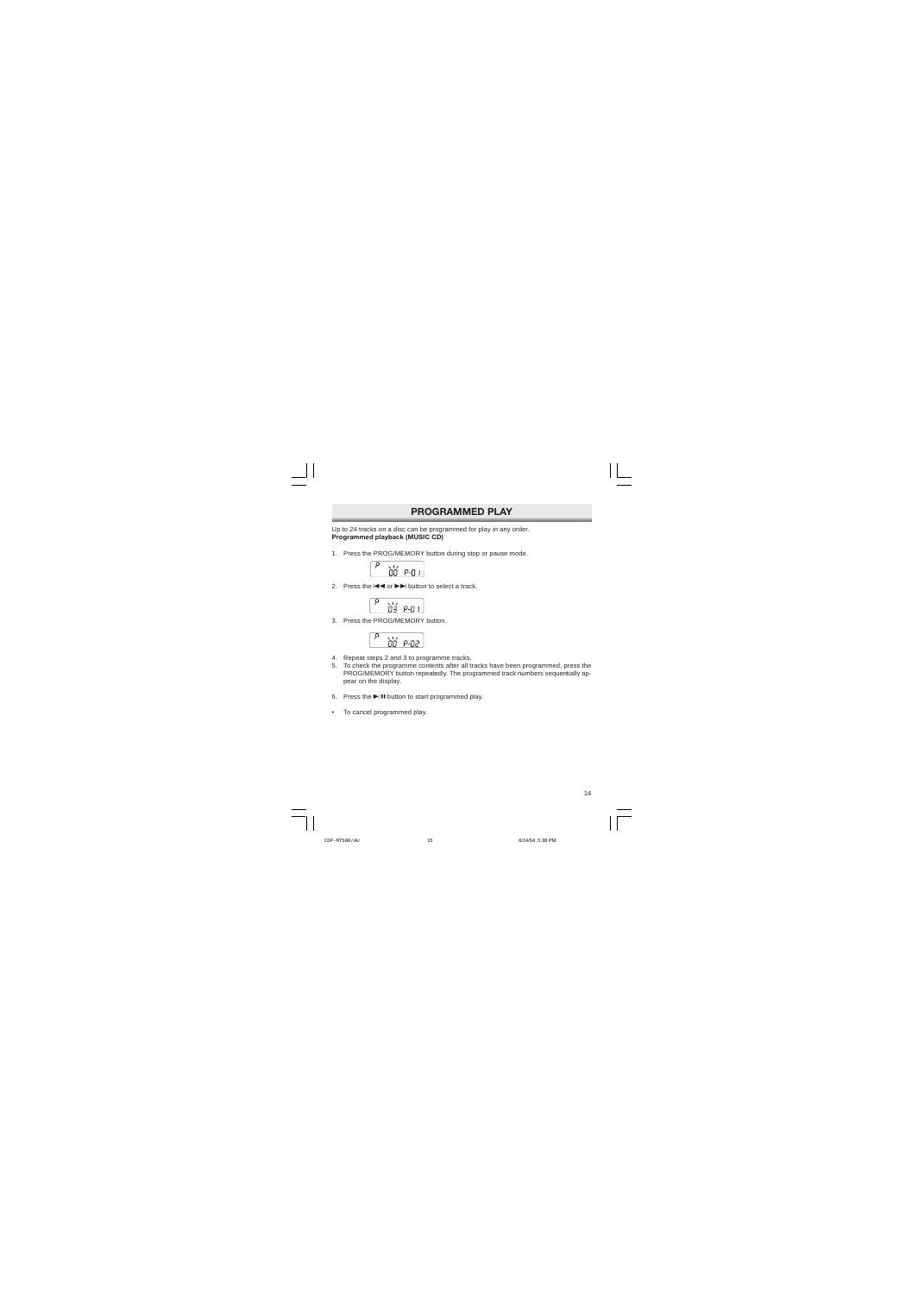## PROGRAMMED PLAY

Up to 24 tracks on a disc can be programmed for play in any order.
**Programmed playback (MUSIC CD)**

1. Press the PROG/MEMORY button during stop or pause mode.

   P 00 P-01

2. Press the |◄◄ or ►►| button to select a track.

   P 03 P-01

3. Press the PROG/MEMORY button.

   P 00 P-02

4. Repeat steps 2 and 3 to programme tracks.
5. To check the programme contents after all tracks have been programmed, press the PROG/MEMORY button repeatedly. The programmed track numbers sequentially appear on the display.

6. Press the ►/II button to start programmed play.

- To cancel programmed play.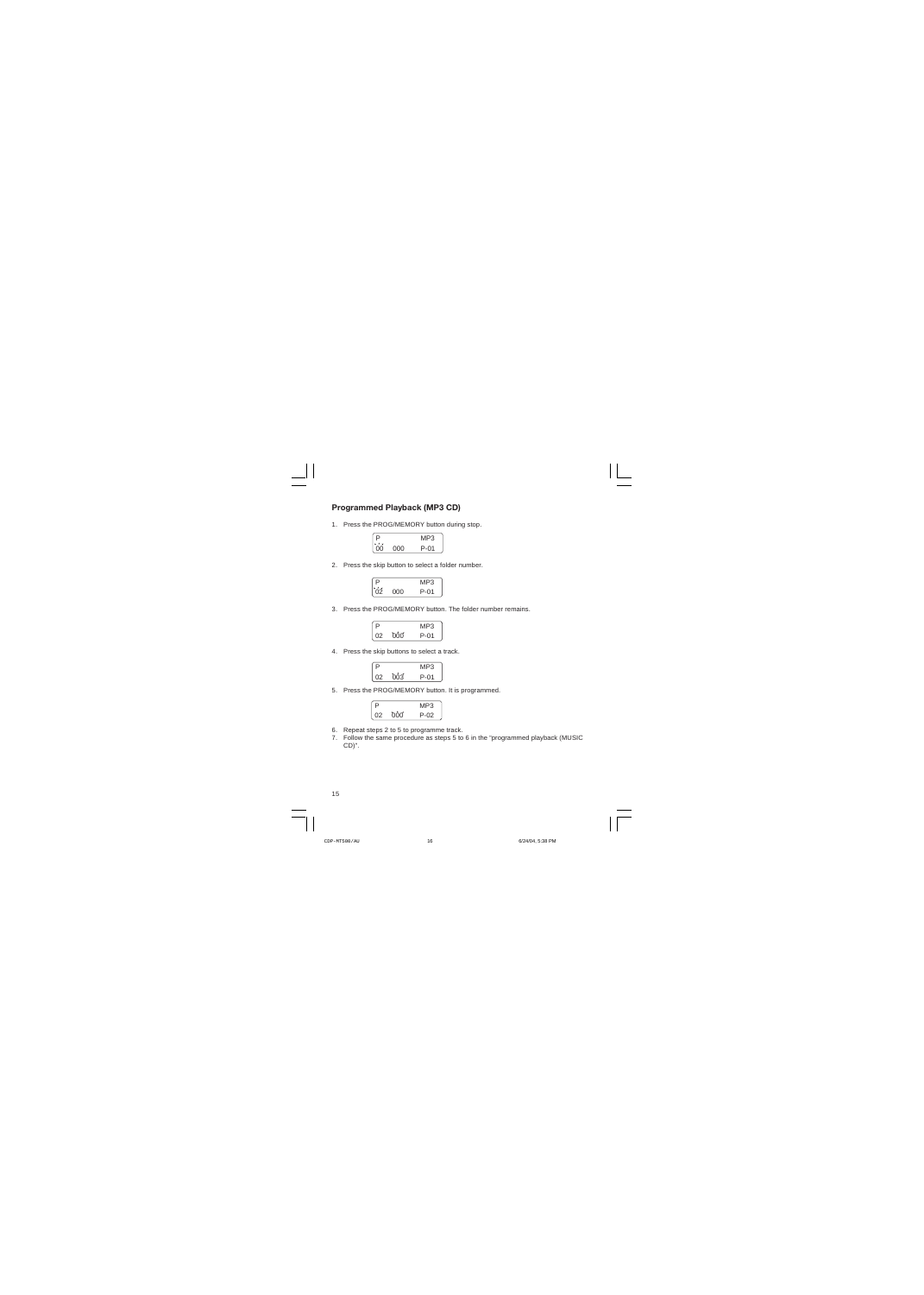### Programmed Playback (MP3 CD)

1. Press the PROG/MEMORY button during stop.

```
P              MP3
00    000      P-01
```

2. Press the skip button to select a folder number.

```
P              MP3
02    000      P-01
```

3. Press the PROG/MEMORY button. The folder number remains.

```
P              MP3
02    000      P-01
```

4. Press the skip buttons to select a track.

```
P              MP3
02    003      P-01
```

5. Press the PROG/MEMORY button. It is programmed.

```
P              MP3
02    000      P-02
```

6. Repeat steps 2 to 5 to programme track.
7. Follow the same procedure as steps 5 to 6 in the "programmed playback (MUSIC CD)".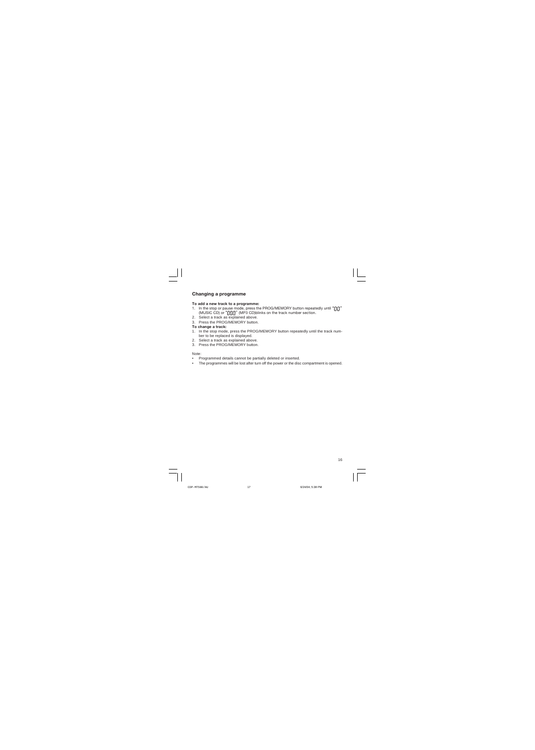## Changing a programme

**To add a new track to a programme:**

1. In the stop or pause mode, press the PROG/MEMORY button repeatedly until "00" (MUSIC CD) or "000" (MP3 CD)blinks on the track number section.
2. Select a track as explained above.
3. Press the PROG/MEMORY button.

**To change a track:**

1. In the stop mode, press the PROG/MEMORY button repeatedly until the track number to be replaced is displayed.
2. Select a track as explained above.
3. Press the PROG/MEMORY button.

Note:

- Programmed details cannot be partially deleted or inserted.
- The programmes will be lost after turn off the power or the disc compartment is opened.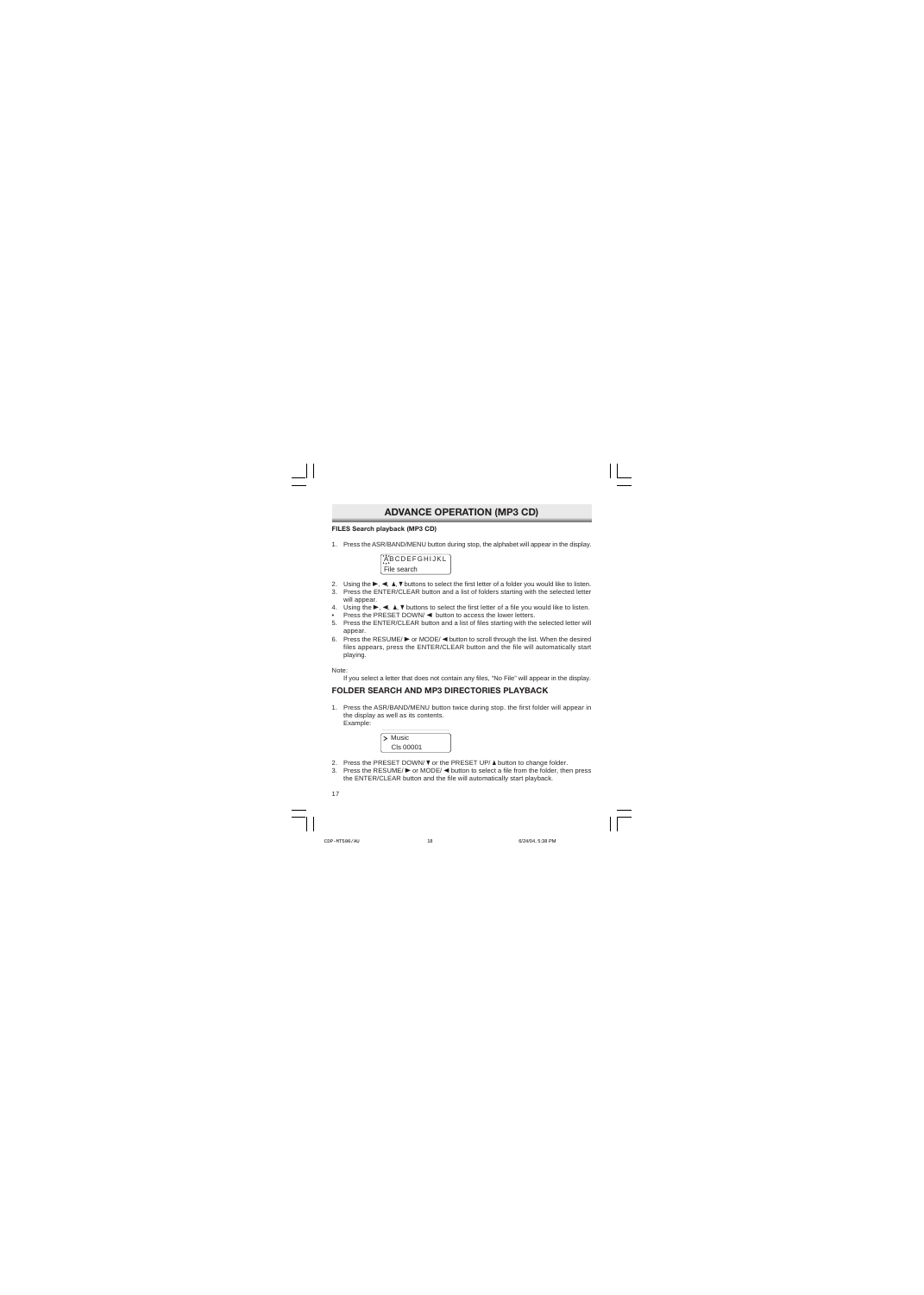## ADVANCE OPERATION (MP3 CD)

**FILES Search playback (MP3 CD)**

1. Press the ASR/BAND/MENU button during stop, the alphabet will appear in the display.

```
ABCDEFGHIJKL
File search
```

2. Using the ►, ◄, ▲, ▼ buttons to select the first letter of a folder you would like to listen.
3. Press the ENTER/CLEAR button and a list of folders starting with the selected letter will appear.
4. Using the ►, ◄, ▲, ▼ buttons to select the first letter of a file you would like to listen.
• Press the PRESET DOWN/ ◄ button to access the lower letters.
5. Press the ENTER/CLEAR button and a list of files starting with the selected letter will appear.
6. Press the RESUME/ ► or MODE/ ◄ button to scroll through the list. When the desired files appears, press the ENTER/CLEAR button and the file will automatically start playing.

Note:
If you select a letter that does not contain any files, "No File" will appear in the display.

### FOLDER SEARCH AND MP3 DIRECTORIES PLAYBACK

1. Press the ASR/BAND/MENU button twice during stop. the first folder will appear in the display as well as its contents.
Example:

```
> Music
  Cls 00001
```

2. Press the PRESET DOWN/ ▼ or the PRESET UP/ ▲ button to change folder.
3. Press the RESUME/ ► or MODE/ ◄ button to select a file from the folder, then press the ENTER/CLEAR button and the file will automatically start playback.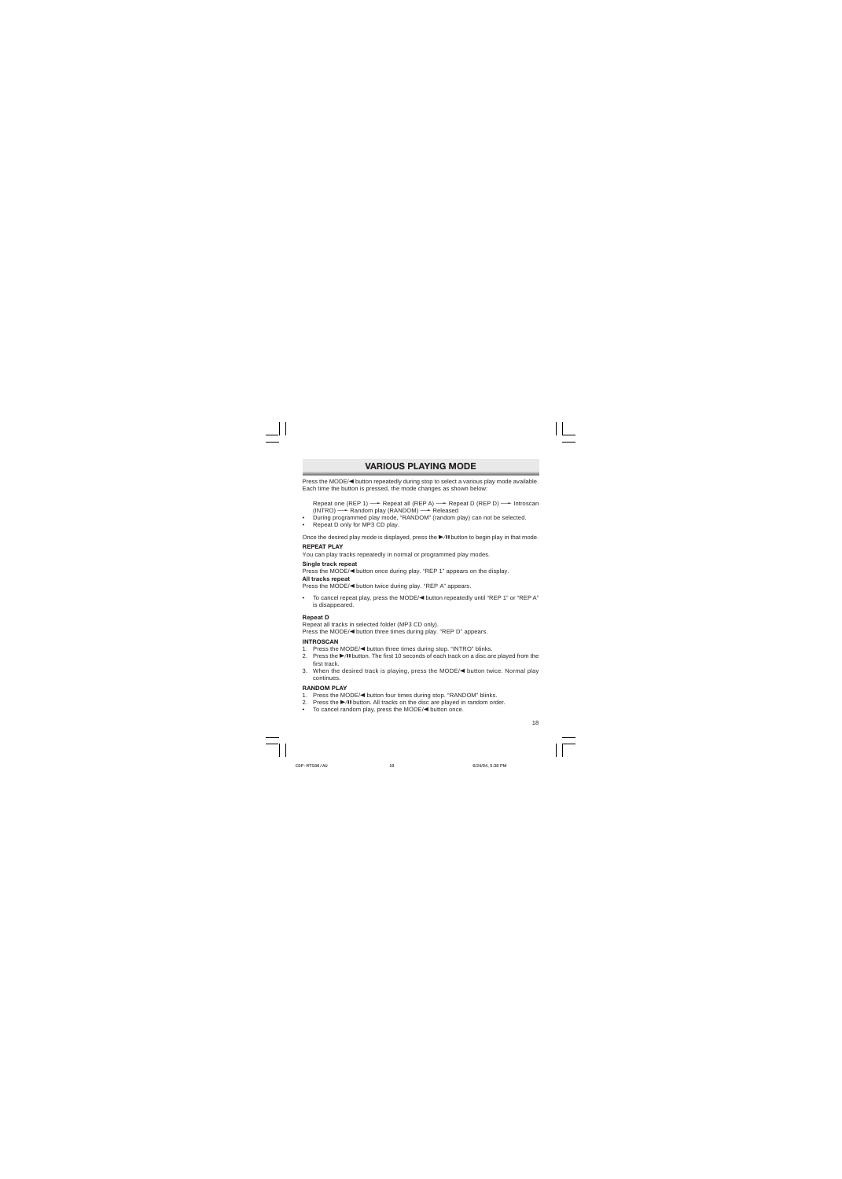## VARIOUS PLAYING MODE

Press the MODE/◄ button repeatedly during stop to select a various play mode available. Each time the button is pressed, the mode changes as shown below:

Repeat one (REP 1) ⟶ Repeat all (REP A) ⟶ Repeat D (REP D) ⟶ Introscan (INTRO) ⟶ Random play (RANDOM) ⟶ Released

- During programmed play mode, "RANDOM" (random play) can not be selected.
- Repeat D only for MP3 CD play.

Once the desired play mode is displayed, press the ►/II button to begin play in that mode.

### REPEAT PLAY

You can play tracks repeatedly in normal or programmed play modes.

**Single track repeat**

Press the MODE/◄ button once during play. "REP 1" appears on the display.

**All tracks repeat**

Press the MODE/◄ button twice during play. "REP A" appears.

- To cancel repeat play, press the MODE/◄ button repeatedly until "REP 1" or "REP A" is disappeared.

**Repeat D**

Repeat all tracks in selected folder (MP3 CD only).
Press the MODE/◄ button three times during play. "REP D" appears.

### INTROSCAN

1. Press the MODE/◄ button three times during stop. "INTRO" blinks.
2. Press the ►/II button. The first 10 seconds of each track on a disc are played from the first track.
3. When the desired track is playing, press the MODE/◄ button twice. Normal play continues.

### RANDOM PLAY

1. Press the MODE/◄ button four times during stop. "RANDOM" blinks.
2. Press the ►/II button. All tracks on the disc are played in random order.

- To cancel random play, press the MODE/◄ button once.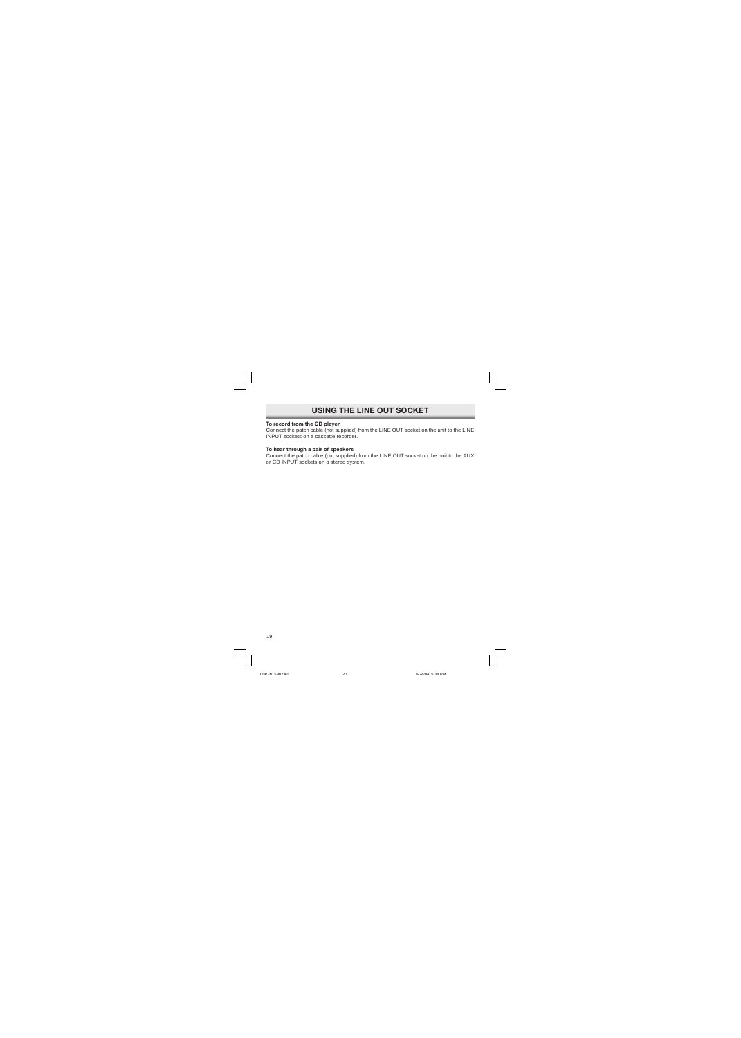## USING THE LINE OUT SOCKET

**To record from the CD player**

Connect the patch cable (not supplied) from the LINE OUT socket on the unit to the LINE INPUT sockets on a cassette recorder.

**To hear through a pair of speakers**

Connect the patch cable (not supplied) from the LINE OUT socket on the unit to the AUX or CD INPUT sockets on a stereo system.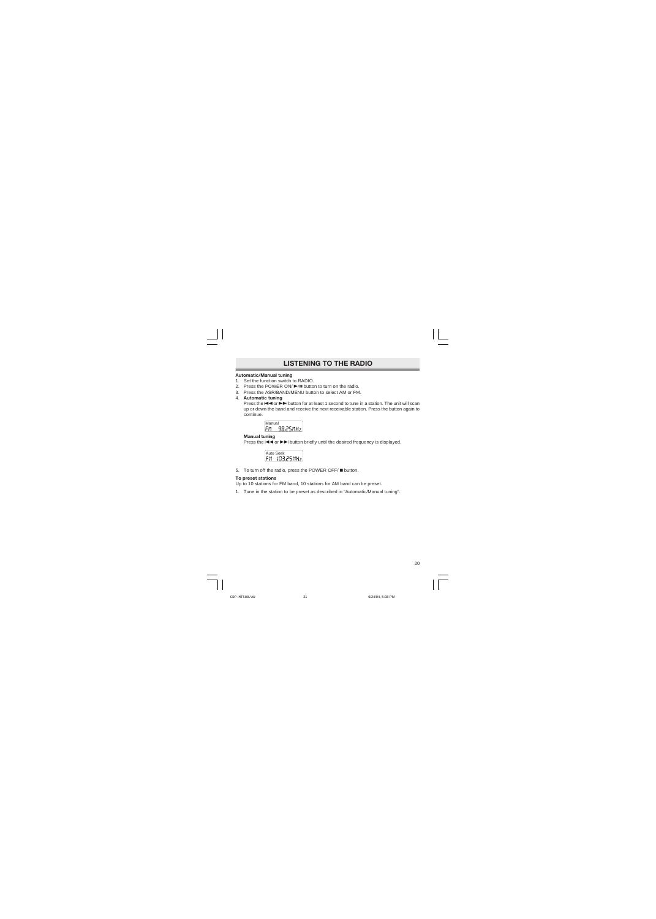## LISTENING TO THE RADIO

**Automatic/Manual tuning**

1. Set the function switch to RADIO.
2. Press the POWER ON/ ►/II button to turn on the radio.
3. Press the ASR/BAND/MENU button to select AM or FM.
4. **Automatic tuning**

   Press the I◄◄ or ►►I button for at least 1 second to tune in a station. The unit will scan up or down the band and receive the next receivable station. Press the button again to continue.

   Manual
   FM 98.25MHz

   **Manual tuning**

   Press the I◄◄ or ►►I button briefly until the desired frequency is displayed.

   Auto Seek
   FM 103.25MHz

5. To turn off the radio, press the POWER OFF/ ■ button.

**To preset stations**

Up to 10 stations for FM band, 10 stations for AM band can be preset.

1. Tune in the station to be preset as described in "Automatic/Manual tuning".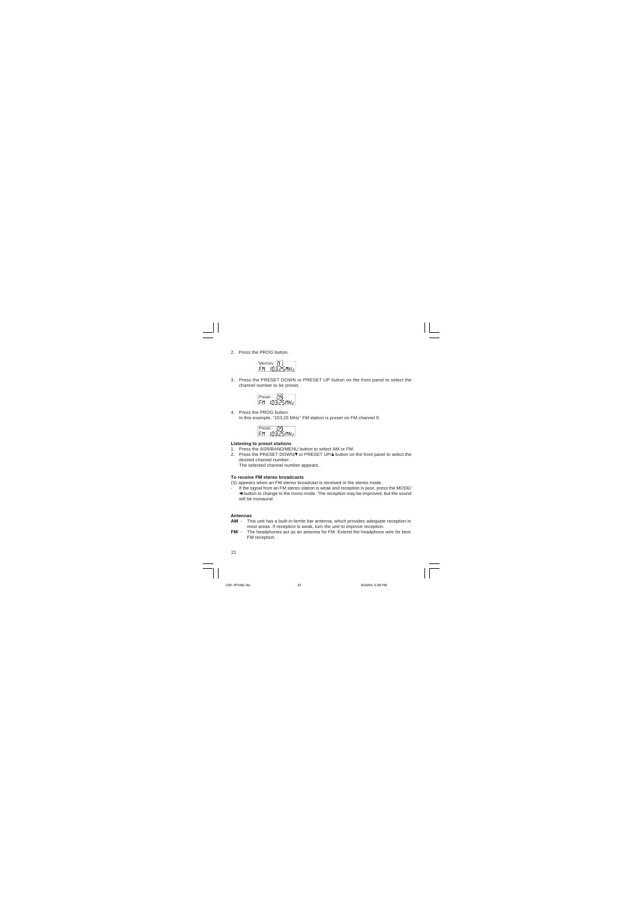2. Press the PROG button.

Memory : 01
FM 103.25MHz

3. Press the PRESET DOWN or PRESET UP button on the front panel to select the channel number to be preset.

Preset : 09
FM 103.25MHz

4. Press the PROG button.
   In this example, "103.25 MHz" FM station is preset on FM channel 9.

Preset : 09
FM 103.25MHz

**Listening to preset stations**

1. Press the ASR/BAND/MENU button to select AM or FM.
2. Press the PRESET DOWN/▼ or PRESET UP/▲ button on the front panel to select the desired channel number.
   The selected channel number appears.

**To receive FM stereo broadcasts**

(S) appears when an FM stereo broadcast is received in the stereo mode.

- If the signal from an FM stereo station is weak and reception is poor, press the MODE/◀ button to change to the mono mode. The reception may be improved, but the sound will be monaural.

**Antennas**

**AM** - This unit has a built-in ferrite bar antenna, which provides adequate reception in most areas. If reception is weak, turn the unit to improve reception.

**FM** - The headphones act as an antenna for FM. Extend the headphone wire for best FM reception.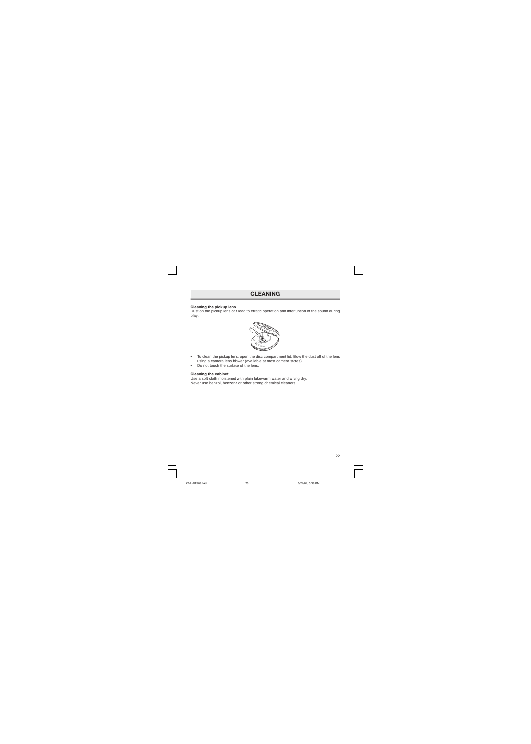## CLEANING

**Cleaning the pickup lens**

Dust on the pickup lens can lead to erratic operation and interruption of the sound during play.

- To clean the pickup lens, open the disc compartment lid. Blow the dust off of the lens using a camera lens blower (available at most camera stores).
- Do not touch the surface of the lens.

**Cleaning the cabinet**

Use a soft cloth moistened with plain lukewarm water and wrung dry.
Never use benzol, benzene or other strong chemical cleaners.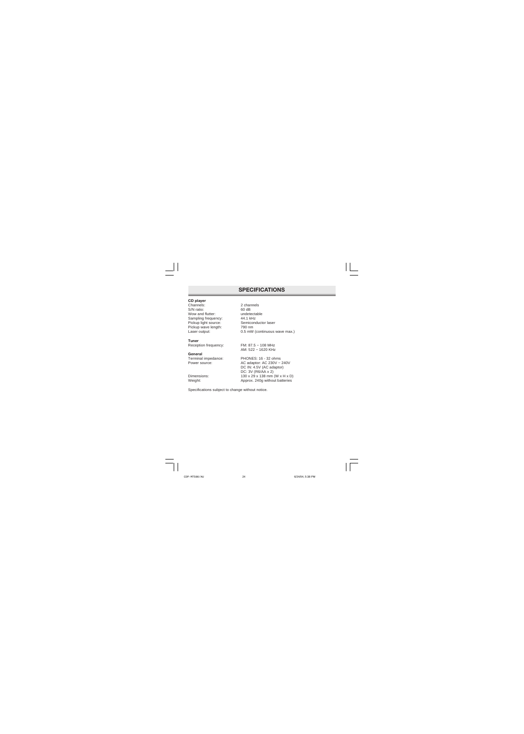# SPECIFICATIONS

**CD player**

| | |
|---|---|
| Channels: | 2 channels |
| S/N ratio: | 60 dB |
| Wow and flutter: | undetectable |
| Sampling frequency: | 44.1 kHz |
| Pickup light source: | Semiconductor laser |
| Pickup wave length: | 790 nm |
| Laser output: | 0.5 mW (continuous wave max.) |

**Tuner**

| | |
|---|---|
| Reception frequency: | FM: 87.5 ~ 108 MHz<br>AM: 522 ~ 1620 KHz |

**General**

| | |
|---|---|
| Terminal impedance: | PHONES: 16 - 32 ohms |
| Power source: | AC adaptor: AC 230V ~ 240V<br>DC IN: 4.5V (AC adaptor)<br>DC: 3V (R6/AA x 2) |
| Dimensions: | 130 x 29 x 138 mm (W x H x D) |
| Weight: | Approx. 240g without batteries |

Specifications subject to change without notice.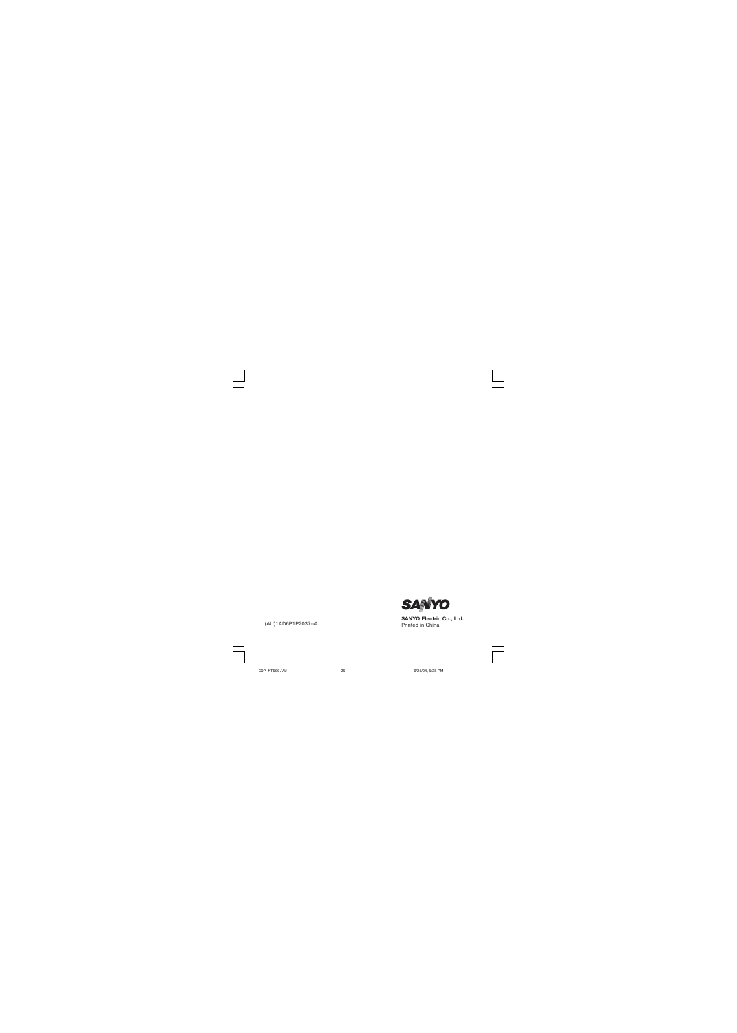(AU)1AD6P1P2037--A

SANYO

**SANYO Electric Co., Ltd.**
Printed in China